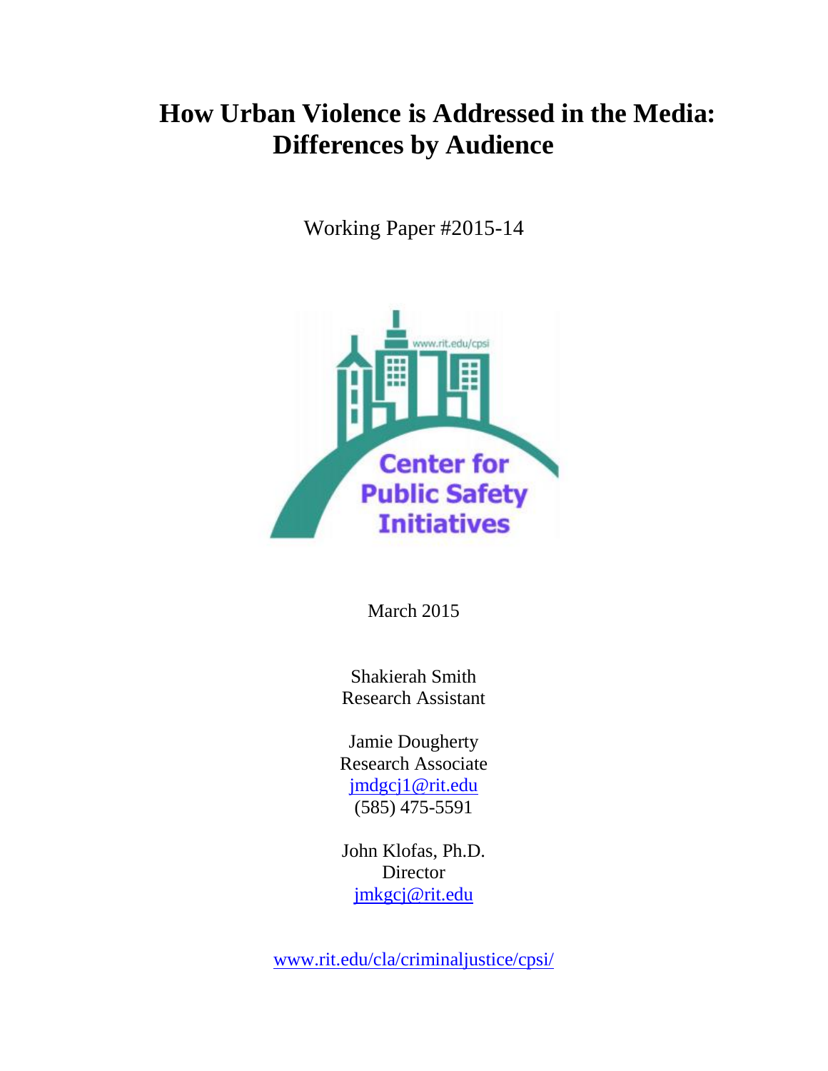# How Urban Violence is Addressed in the Media: Differences by Audience

Working Paper #2015-14

March 2015

Shakierah Smith
Research Assistant

Jamie Dougherty
Research Associate
jmdgcj1@rit.edu
(585) 475-5591

John Klofas, Ph.D.
Director
jmkgcj@rit.edu

www.rit.edu/cla/criminaljustice/cpsi/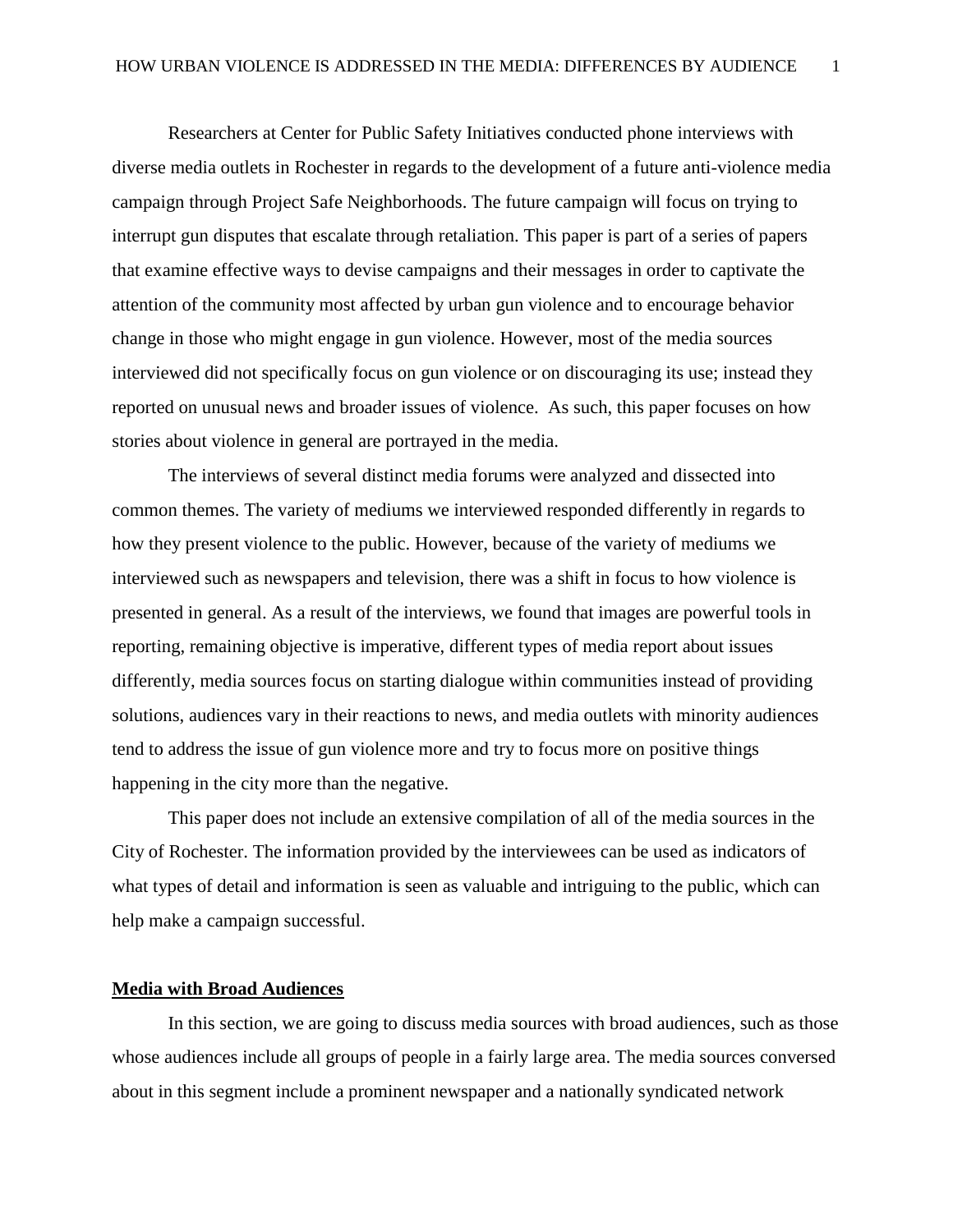Researchers at Center for Public Safety Initiatives conducted phone interviews with diverse media outlets in Rochester in regards to the development of a future anti-violence media campaign through Project Safe Neighborhoods. The future campaign will focus on trying to interrupt gun disputes that escalate through retaliation. This paper is part of a series of papers that examine effective ways to devise campaigns and their messages in order to captivate the attention of the community most affected by urban gun violence and to encourage behavior change in those who might engage in gun violence. However, most of the media sources interviewed did not specifically focus on gun violence or on discouraging its use; instead they reported on unusual news and broader issues of violence. As such, this paper focuses on how stories about violence in general are portrayed in the media.

The interviews of several distinct media forums were analyzed and dissected into common themes. The variety of mediums we interviewed responded differently in regards to how they present violence to the public. However, because of the variety of mediums we interviewed such as newspapers and television, there was a shift in focus to how violence is presented in general. As a result of the interviews, we found that images are powerful tools in reporting, remaining objective is imperative, different types of media report about issues differently, media sources focus on starting dialogue within communities instead of providing solutions, audiences vary in their reactions to news, and media outlets with minority audiences tend to address the issue of gun violence more and try to focus more on positive things happening in the city more than the negative.

This paper does not include an extensive compilation of all of the media sources in the City of Rochester. The information provided by the interviewees can be used as indicators of what types of detail and information is seen as valuable and intriguing to the public, which can help make a campaign successful.

## Media with Broad Audiences

In this section, we are going to discuss media sources with broad audiences, such as those whose audiences include all groups of people in a fairly large area. The media sources conversed about in this segment include a prominent newspaper and a nationally syndicated network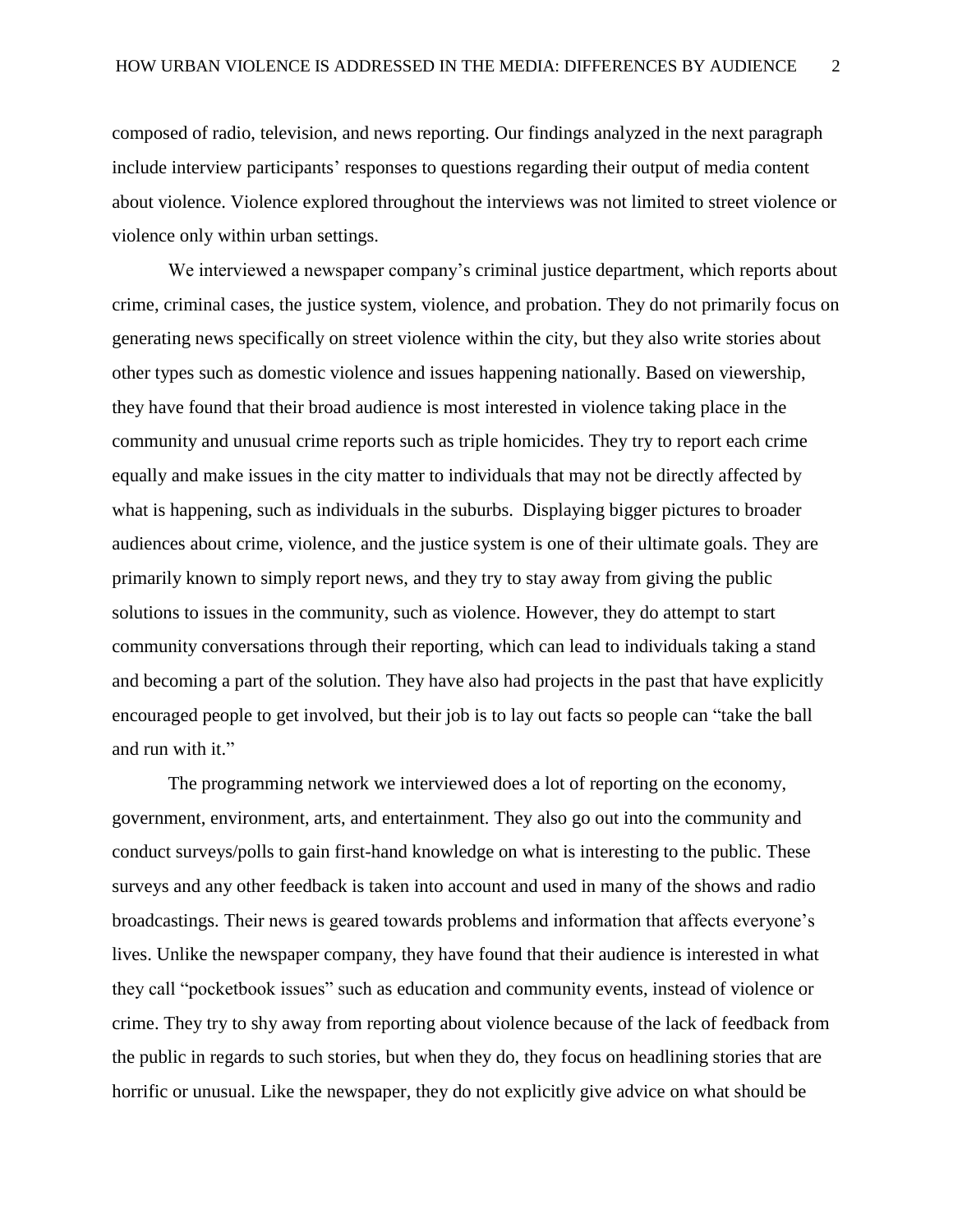composed of radio, television, and news reporting. Our findings analyzed in the next paragraph include interview participants' responses to questions regarding their output of media content about violence. Violence explored throughout the interviews was not limited to street violence or violence only within urban settings.

We interviewed a newspaper company's criminal justice department, which reports about crime, criminal cases, the justice system, violence, and probation. They do not primarily focus on generating news specifically on street violence within the city, but they also write stories about other types such as domestic violence and issues happening nationally. Based on viewership, they have found that their broad audience is most interested in violence taking place in the community and unusual crime reports such as triple homicides. They try to report each crime equally and make issues in the city matter to individuals that may not be directly affected by what is happening, such as individuals in the suburbs.  Displaying bigger pictures to broader audiences about crime, violence, and the justice system is one of their ultimate goals. They are primarily known to simply report news, and they try to stay away from giving the public solutions to issues in the community, such as violence. However, they do attempt to start community conversations through their reporting, which can lead to individuals taking a stand and becoming a part of the solution. They have also had projects in the past that have explicitly encouraged people to get involved, but their job is to lay out facts so people can "take the ball and run with it."

The programming network we interviewed does a lot of reporting on the economy, government, environment, arts, and entertainment. They also go out into the community and conduct surveys/polls to gain first-hand knowledge on what is interesting to the public. These surveys and any other feedback is taken into account and used in many of the shows and radio broadcastings. Their news is geared towards problems and information that affects everyone's lives. Unlike the newspaper company, they have found that their audience is interested in what they call "pocketbook issues" such as education and community events, instead of violence or crime. They try to shy away from reporting about violence because of the lack of feedback from the public in regards to such stories, but when they do, they focus on headlining stories that are horrific or unusual. Like the newspaper, they do not explicitly give advice on what should be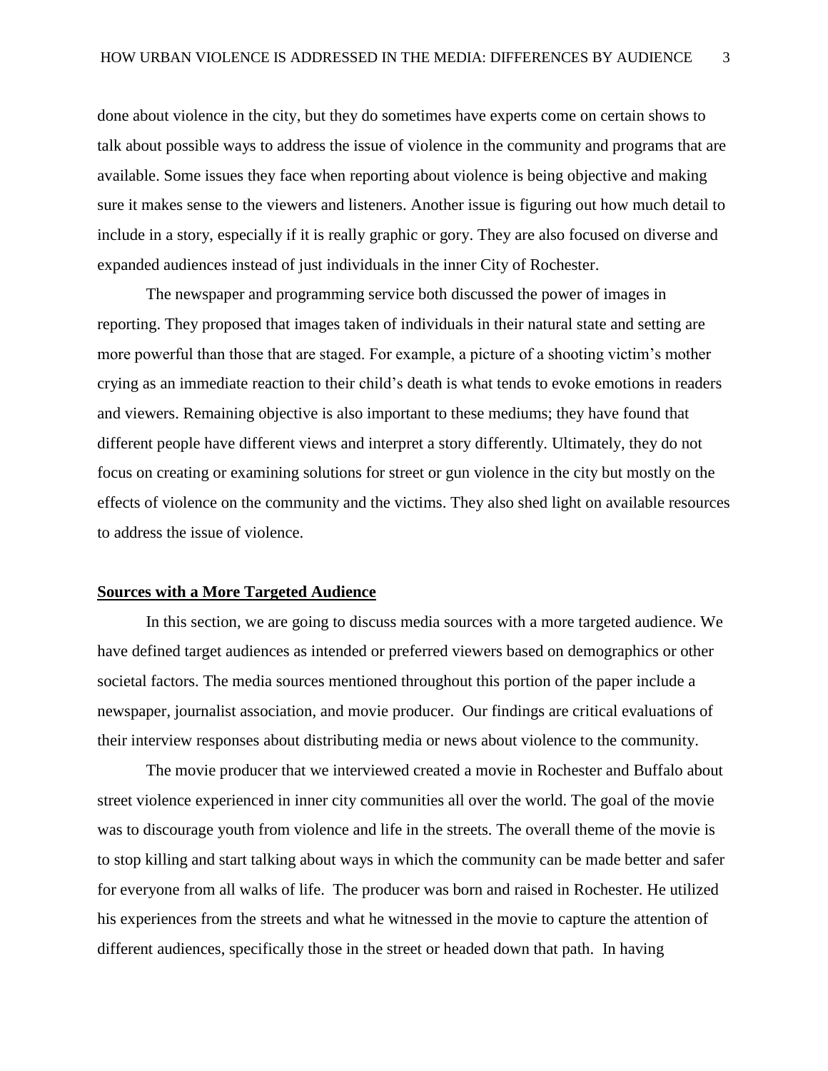done about violence in the city, but they do sometimes have experts come on certain shows to talk about possible ways to address the issue of violence in the community and programs that are available. Some issues they face when reporting about violence is being objective and making sure it makes sense to the viewers and listeners. Another issue is figuring out how much detail to include in a story, especially if it is really graphic or gory. They are also focused on diverse and expanded audiences instead of just individuals in the inner City of Rochester.

The newspaper and programming service both discussed the power of images in reporting. They proposed that images taken of individuals in their natural state and setting are more powerful than those that are staged. For example, a picture of a shooting victim's mother crying as an immediate reaction to their child's death is what tends to evoke emotions in readers and viewers. Remaining objective is also important to these mediums; they have found that different people have different views and interpret a story differently. Ultimately, they do not focus on creating or examining solutions for street or gun violence in the city but mostly on the effects of violence on the community and the victims. They also shed light on available resources to address the issue of violence.

## **Sources with a More Targeted Audience**

In this section, we are going to discuss media sources with a more targeted audience. We have defined target audiences as intended or preferred viewers based on demographics or other societal factors. The media sources mentioned throughout this portion of the paper include a newspaper, journalist association, and movie producer. Our findings are critical evaluations of their interview responses about distributing media or news about violence to the community.

The movie producer that we interviewed created a movie in Rochester and Buffalo about street violence experienced in inner city communities all over the world. The goal of the movie was to discourage youth from violence and life in the streets. The overall theme of the movie is to stop killing and start talking about ways in which the community can be made better and safer for everyone from all walks of life. The producer was born and raised in Rochester. He utilized his experiences from the streets and what he witnessed in the movie to capture the attention of different audiences, specifically those in the street or headed down that path. In having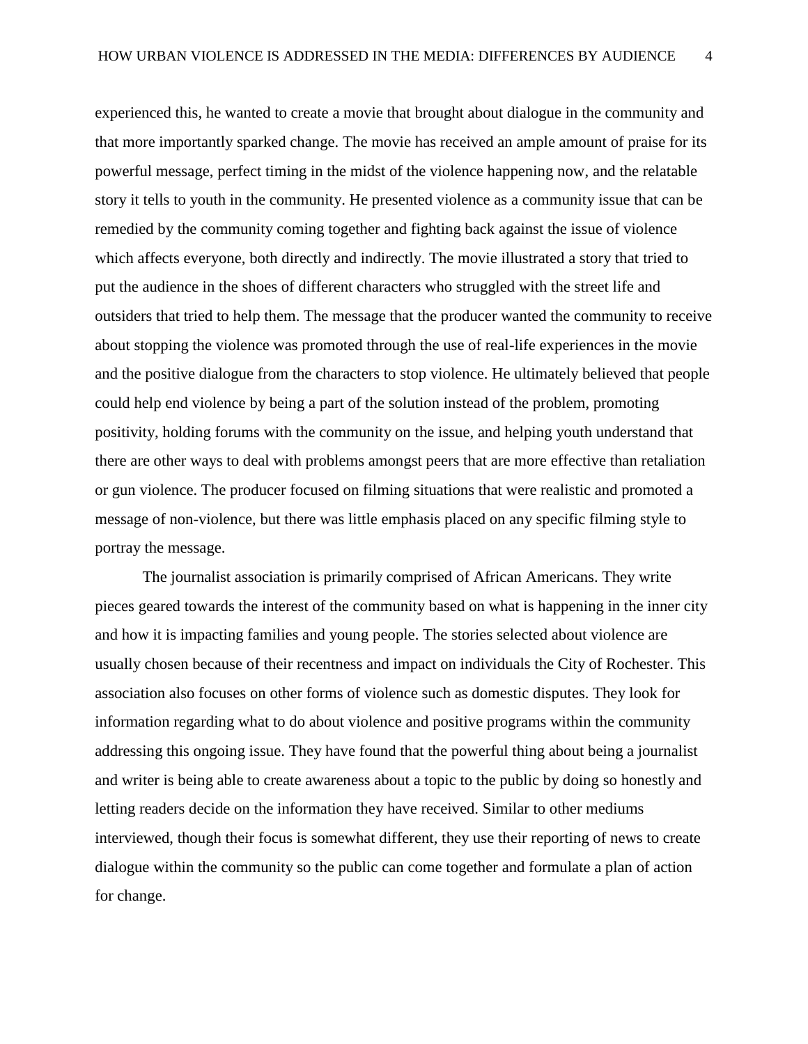experienced this, he wanted to create a movie that brought about dialogue in the community and that more importantly sparked change. The movie has received an ample amount of praise for its powerful message, perfect timing in the midst of the violence happening now, and the relatable story it tells to youth in the community. He presented violence as a community issue that can be remedied by the community coming together and fighting back against the issue of violence which affects everyone, both directly and indirectly. The movie illustrated a story that tried to put the audience in the shoes of different characters who struggled with the street life and outsiders that tried to help them. The message that the producer wanted the community to receive about stopping the violence was promoted through the use of real-life experiences in the movie and the positive dialogue from the characters to stop violence. He ultimately believed that people could help end violence by being a part of the solution instead of the problem, promoting positivity, holding forums with the community on the issue, and helping youth understand that there are other ways to deal with problems amongst peers that are more effective than retaliation or gun violence. The producer focused on filming situations that were realistic and promoted a message of non-violence, but there was little emphasis placed on any specific filming style to portray the message.

The journalist association is primarily comprised of African Americans. They write pieces geared towards the interest of the community based on what is happening in the inner city and how it is impacting families and young people. The stories selected about violence are usually chosen because of their recentness and impact on individuals the City of Rochester. This association also focuses on other forms of violence such as domestic disputes. They look for information regarding what to do about violence and positive programs within the community addressing this ongoing issue. They have found that the powerful thing about being a journalist and writer is being able to create awareness about a topic to the public by doing so honestly and letting readers decide on the information they have received. Similar to other mediums interviewed, though their focus is somewhat different, they use their reporting of news to create dialogue within the community so the public can come together and formulate a plan of action for change.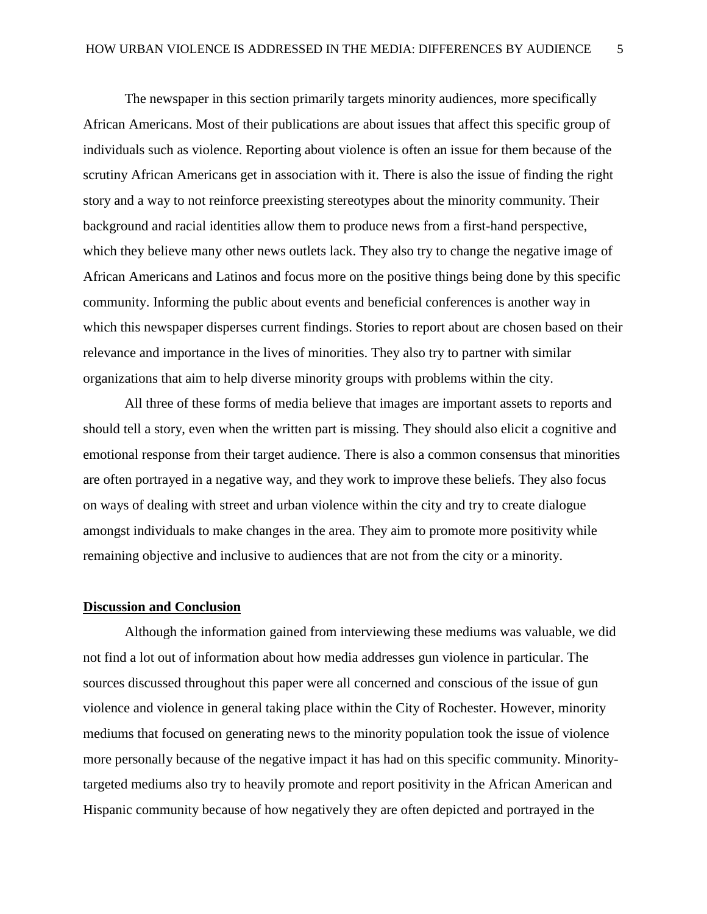The newspaper in this section primarily targets minority audiences, more specifically African Americans. Most of their publications are about issues that affect this specific group of individuals such as violence. Reporting about violence is often an issue for them because of the scrutiny African Americans get in association with it. There is also the issue of finding the right story and a way to not reinforce preexisting stereotypes about the minority community. Their background and racial identities allow them to produce news from a first-hand perspective, which they believe many other news outlets lack. They also try to change the negative image of African Americans and Latinos and focus more on the positive things being done by this specific community. Informing the public about events and beneficial conferences is another way in which this newspaper disperses current findings. Stories to report about are chosen based on their relevance and importance in the lives of minorities. They also try to partner with similar organizations that aim to help diverse minority groups with problems within the city.

All three of these forms of media believe that images are important assets to reports and should tell a story, even when the written part is missing. They should also elicit a cognitive and emotional response from their target audience. There is also a common consensus that minorities are often portrayed in a negative way, and they work to improve these beliefs. They also focus on ways of dealing with street and urban violence within the city and try to create dialogue amongst individuals to make changes in the area. They aim to promote more positivity while remaining objective and inclusive to audiences that are not from the city or a minority.

## Discussion and Conclusion

Although the information gained from interviewing these mediums was valuable, we did not find a lot out of information about how media addresses gun violence in particular. The sources discussed throughout this paper were all concerned and conscious of the issue of gun violence and violence in general taking place within the City of Rochester. However, minority mediums that focused on generating news to the minority population took the issue of violence more personally because of the negative impact it has had on this specific community. Minority-targeted mediums also try to heavily promote and report positivity in the African American and Hispanic community because of how negatively they are often depicted and portrayed in the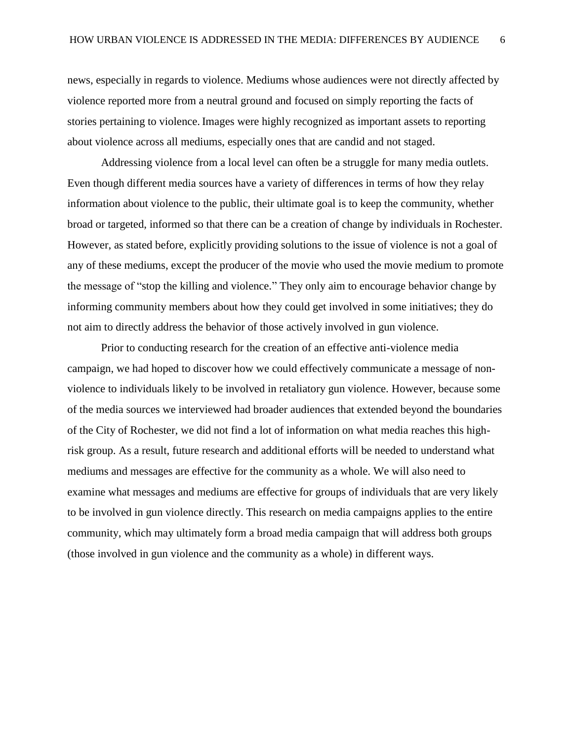news, especially in regards to violence. Mediums whose audiences were not directly affected by violence reported more from a neutral ground and focused on simply reporting the facts of stories pertaining to violence. Images were highly recognized as important assets to reporting about violence across all mediums, especially ones that are candid and not staged.

Addressing violence from a local level can often be a struggle for many media outlets. Even though different media sources have a variety of differences in terms of how they relay information about violence to the public, their ultimate goal is to keep the community, whether broad or targeted, informed so that there can be a creation of change by individuals in Rochester. However, as stated before, explicitly providing solutions to the issue of violence is not a goal of any of these mediums, except the producer of the movie who used the movie medium to promote the message of "stop the killing and violence." They only aim to encourage behavior change by informing community members about how they could get involved in some initiatives; they do not aim to directly address the behavior of those actively involved in gun violence.

Prior to conducting research for the creation of an effective anti-violence media campaign, we had hoped to discover how we could effectively communicate a message of non-violence to individuals likely to be involved in retaliatory gun violence. However, because some of the media sources we interviewed had broader audiences that extended beyond the boundaries of the City of Rochester, we did not find a lot of information on what media reaches this high-risk group. As a result, future research and additional efforts will be needed to understand what mediums and messages are effective for the community as a whole. We will also need to examine what messages and mediums are effective for groups of individuals that are very likely to be involved in gun violence directly. This research on media campaigns applies to the entire community, which may ultimately form a broad media campaign that will address both groups (those involved in gun violence and the community as a whole) in different ways.